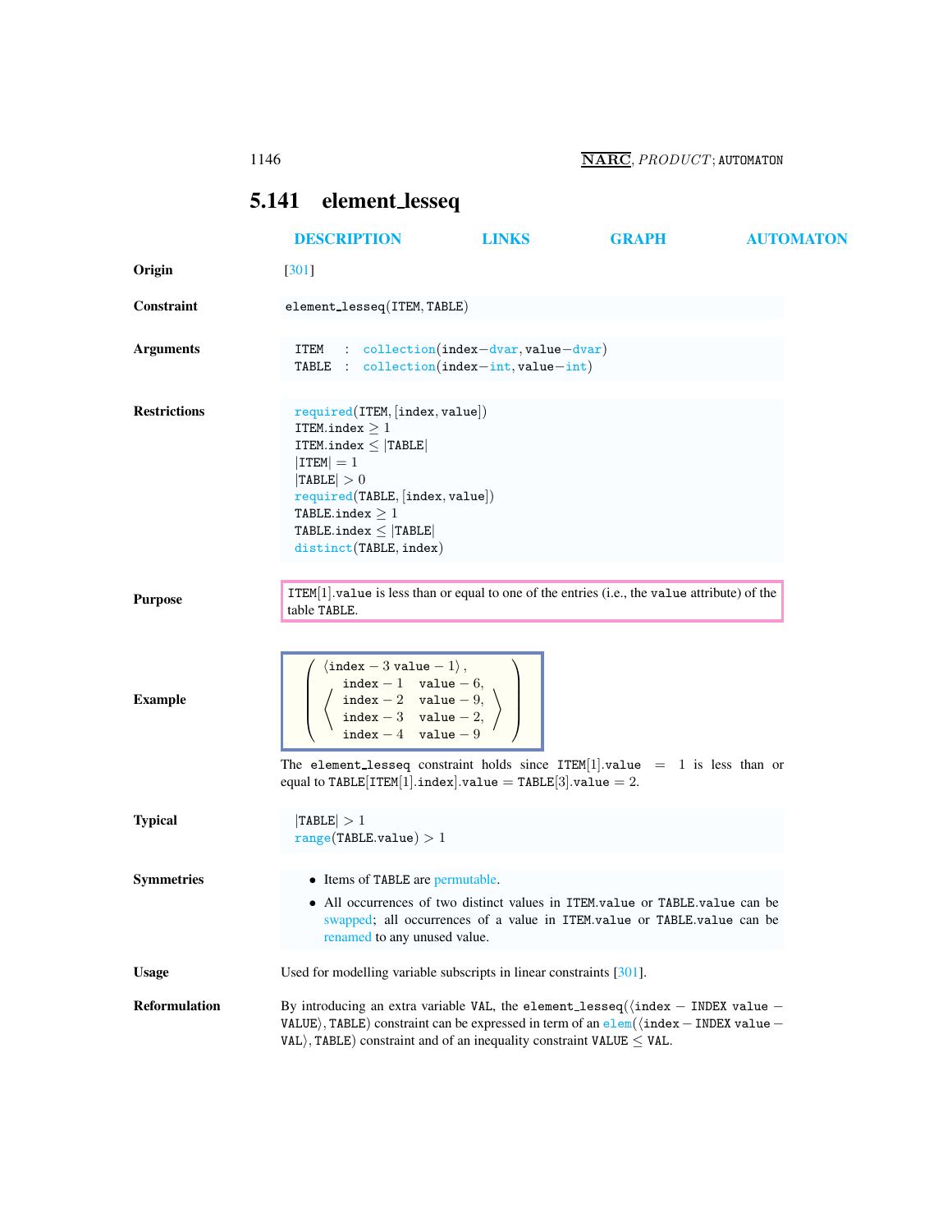## 5.141 element_lesseq

DESCRIPTION LINKS GRAPH AUTOMATON

**Origin**

[301]

**Constraint**

element_lesseq(ITEM, TABLE)

**Arguments**

ITEM : collection(index−dvar, value−dvar)
TABLE : collection(index−int, value−int)

**Restrictions**

required(ITEM, [index, value])
ITEM.index $\geq 1$
ITEM.index $\leq$ |TABLE|
|ITEM| $= 1$
|TABLE| $> 0$
required(TABLE, [index, value])
TABLE.index $\geq 1$
TABLE.index $\leq$ |TABLE|
distinct(TABLE, index)

**Purpose**

ITEM[1].value is less than or equal to one of the entries (i.e., the value attribute) of the table TABLE.

**Example**

$$\left(\begin{array}{l}\langle \texttt{index}-3\ \texttt{value}-1\rangle,\\ \left\langle\begin{array}{ll}\texttt{index}-1 & \texttt{value}-6,\\ \texttt{index}-2 & \texttt{value}-9,\\ \texttt{index}-3 & \texttt{value}-2,\\ \texttt{index}-4 & \texttt{value}-9\end{array}\right\rangle\end{array}\right)$$

The element_lesseq constraint holds since ITEM[1].value $= 1$ is less than or equal to TABLE[ITEM[1].index].value = TABLE[3].value $= 2$.

**Typical**

|TABLE| $> 1$
range(TABLE.value) $> 1$

**Symmetries**

- Items of TABLE are permutable.
- All occurrences of two distinct values in ITEM.value or TABLE.value can be swapped; all occurrences of a value in ITEM.value or TABLE.value can be renamed to any unused value.

**Usage**

Used for modelling variable subscripts in linear constraints [301].

**Reformulation**

By introducing an extra variable VAL, the element_lesseq(⟨index − INDEX value − VALUE⟩, TABLE) constraint can be expressed in term of an elem(⟨index − INDEX value − VAL⟩, TABLE) constraint and of an inequality constraint VALUE $\leq$ VAL.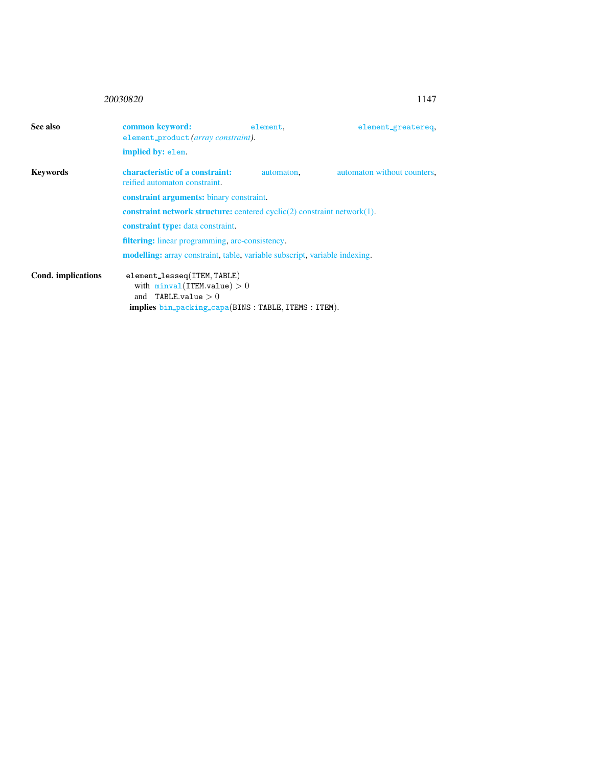**See also**

**common keyword:** `element`, `element_greatereq`, `element_product` *(array constraint)*.

**implied by:** `elem`.

**Keywords**

**characteristic of a constraint:** automaton, automaton without counters, reified automaton constraint.

**constraint arguments:** binary constraint.

**constraint network structure:** centered cyclic(2) constraint network(1).

**constraint type:** data constraint.

**filtering:** linear programming, arc-consistency.

**modelling:** array constraint, table, variable subscript, variable indexing.

**Cond. implications**

`element_lesseq`(`ITEM`, `TABLE`)
with `minval`(`ITEM.value`) $> 0$
and `TABLE.value` $> 0$
**implies** `bin_packing_capa`(`BINS` : `TABLE`, `ITEMS` : `ITEM`).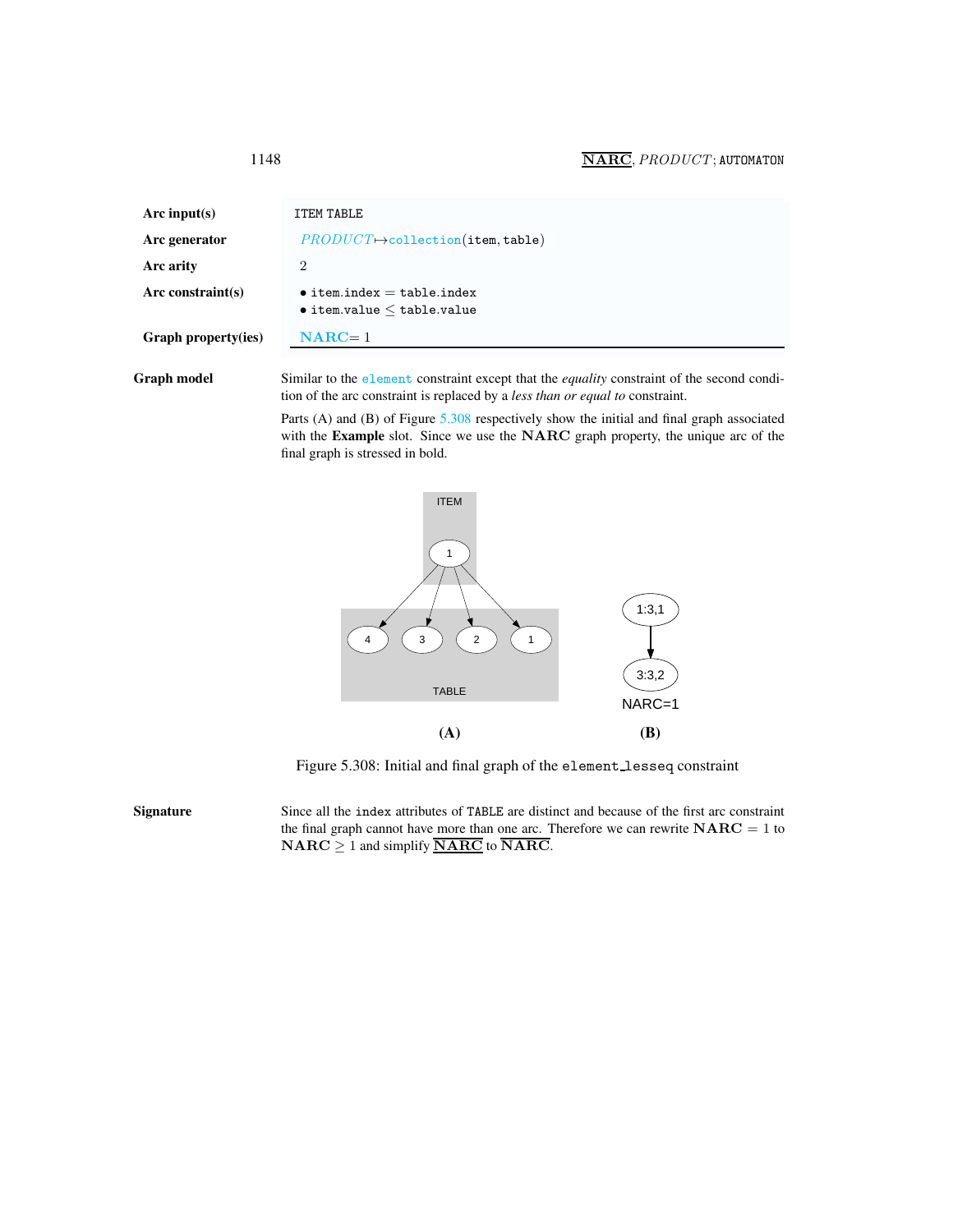| | |
|---|---|
| **Arc input(s)** | ITEM TABLE |
| **Arc generator** | $PRODUCT \mapsto$ collection(item, table) |
| **Arc arity** | 2 |
| **Arc constraint(s)** | • item.index = table.index<br>• item.value $\leq$ table.value |
| **Graph property(ies)** | **NARC**= 1 |

**Graph model**

Similar to the `element` constraint except that the *equality* constraint of the second condition of the arc constraint is replaced by a *less than or equal to* constraint.

Parts (A) and (B) of Figure 5.308 respectively show the initial and final graph associated with the **Example** slot. Since we use the **NARC** graph property, the unique arc of the final graph is stressed in bold.

ITEM
1
4 3 2 1
TABLE
(A)

1:3,1
3:3,2
NARC=1
(B)

Figure 5.308: Initial and final graph of the `element_lesseq` constraint

**Signature**

Since all the `index` attributes of `TABLE` are distinct and because of the first arc constraint the final graph cannot have more than one arc. Therefore we can rewrite **NARC** = 1 to **NARC** $\geq$ 1 and simplify $\overline{\mathbf{NARC}}$ to $\overline{\mathbf{NARC}}$.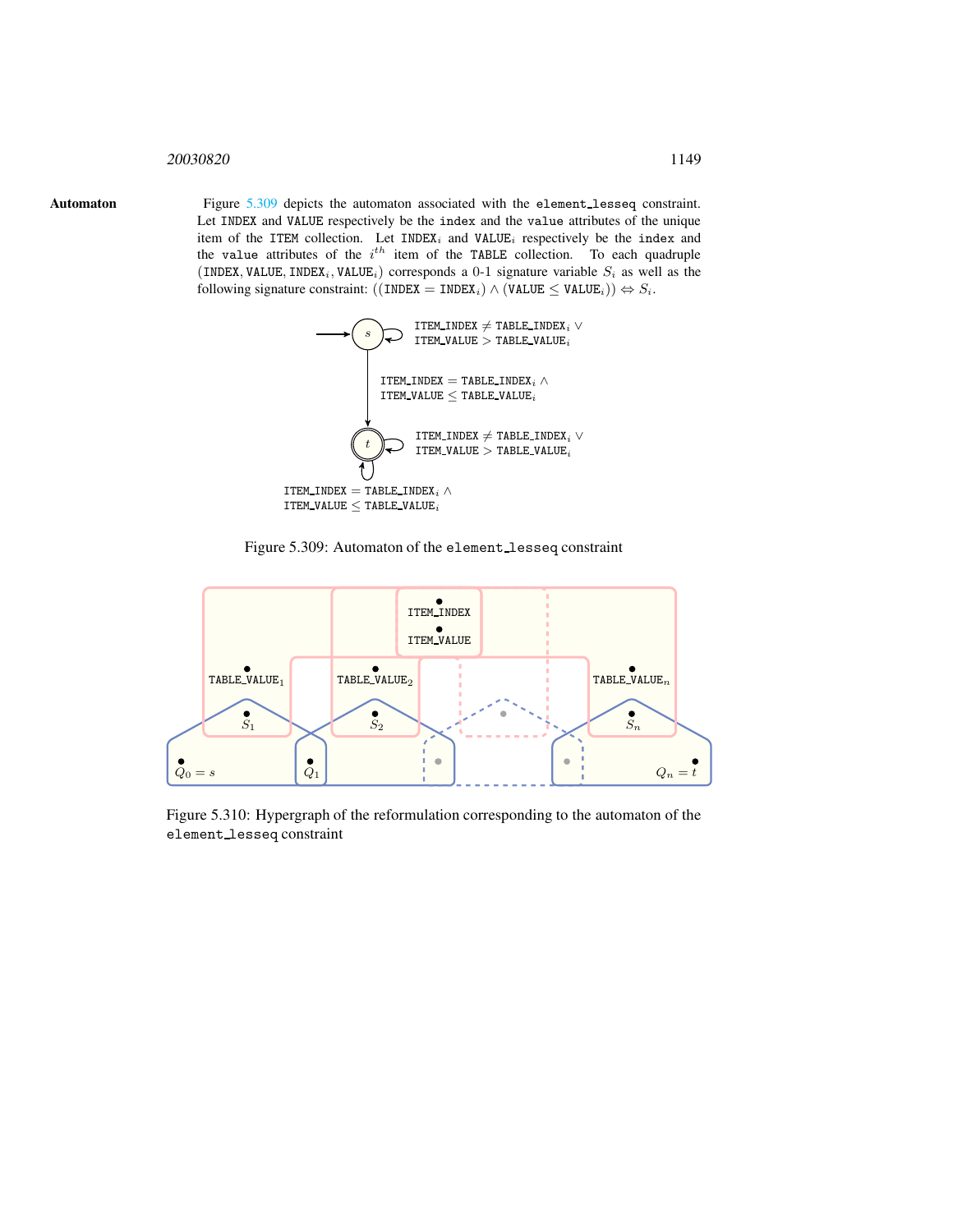**Automaton** Figure 5.309 depicts the automaton associated with the element_lesseq constraint. Let INDEX and VALUE respectively be the index and the value attributes of the unique item of the ITEM collection. Let $\text{INDEX}_i$ and $\text{VALUE}_i$ respectively be the index and the value attributes of the $i^{th}$ item of the TABLE collection. To each quadruple $(\text{INDEX}, \text{VALUE}, \text{INDEX}_i, \text{VALUE}_i)$ corresponds a 0-1 signature variable $S_i$ as well as the following signature constraint: $((\text{INDEX} = \text{INDEX}_i) \wedge (\text{VALUE} \leq \text{VALUE}_i)) \Leftrightarrow S_i$.

s

t

$\text{ITEM\_INDEX} \neq \text{TABLE\_INDEX}_i \vee$
$\text{ITEM\_VALUE} > \text{TABLE\_VALUE}_i$

$\text{ITEM\_INDEX} = \text{TABLE\_INDEX}_i \wedge$
$\text{ITEM\_VALUE} \leq \text{TABLE\_VALUE}_i$

$\text{ITEM\_INDEX} \neq \text{TABLE\_INDEX}_i \vee$
$\text{ITEM\_VALUE} > \text{TABLE\_VALUE}_i$

$\text{ITEM\_INDEX} = \text{TABLE\_INDEX}_i \wedge$
$\text{ITEM\_VALUE} \leq \text{TABLE\_VALUE}_i$

Figure 5.309: Automaton of the element_lesseq constraint

ITEM_INDEX

ITEM_VALUE

$\text{TABLE\_VALUE}_1$

$\text{TABLE\_VALUE}_2$

$\text{TABLE\_VALUE}_n$

$S_1$

$S_2$

$S_n$

$Q_0 = s$

$Q_1$

$Q_n = t$

Figure 5.310: Hypergraph of the reformulation corresponding to the automaton of the element_lesseq constraint